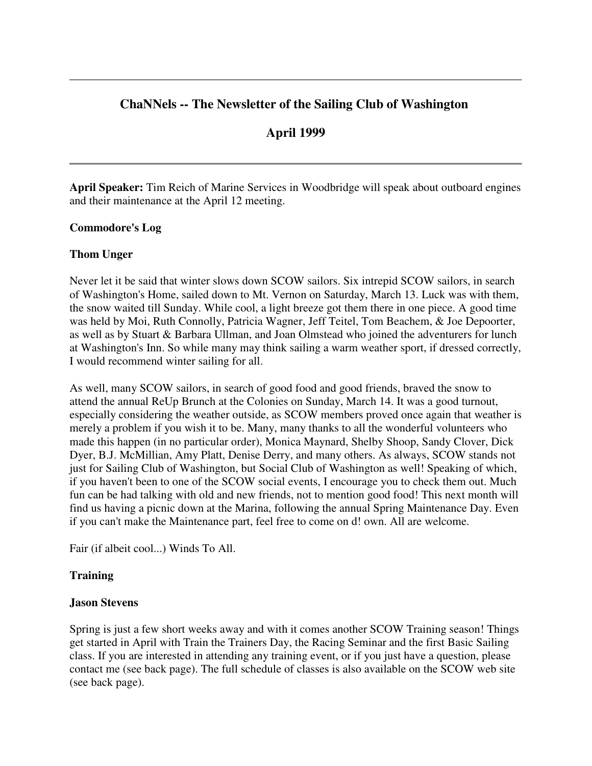# ChaNNels -- The Newsletter of the Sailing Club of Washington

## April 1999

**April Speaker:** Tim Reich of Marine Services in Woodbridge will speak about outboard engines and their maintenance at the April 12 meeting.

### Commodore's Log

**Thom Unger**

Never let it be said that winter slows down SCOW sailors. Six intrepid SCOW sailors, in search of Washington's Home, sailed down to Mt. Vernon on Saturday, March 13. Luck was with them, the snow waited till Sunday. While cool, a light breeze got them there in one piece. A good time was held by Moi, Ruth Connolly, Patricia Wagner, Jeff Teitel, Tom Beachem, & Joe Depoorter, as well as by Stuart & Barbara Ullman, and Joan Olmstead who joined the adventurers for lunch at Washington's Inn. So while many may think sailing a warm weather sport, if dressed correctly, I would recommend winter sailing for all.

As well, many SCOW sailors, in search of good food and good friends, braved the snow to attend the annual ReUp Brunch at the Colonies on Sunday, March 14. It was a good turnout, especially considering the weather outside, as SCOW members proved once again that weather is merely a problem if you wish it to be. Many, many thanks to all the wonderful volunteers who made this happen (in no particular order), Monica Maynard, Shelby Shoop, Sandy Clover, Dick Dyer, B.J. McMillian, Amy Platt, Denise Derry, and many others. As always, SCOW stands not just for Sailing Club of Washington, but Social Club of Washington as well! Speaking of which, if you haven't been to one of the SCOW social events, I encourage you to check them out. Much fun can be had talking with old and new friends, not to mention good food! This next month will find us having a picnic down at the Marina, following the annual Spring Maintenance Day. Even if you can't make the Maintenance part, feel free to come on d! own. All are welcome.

Fair (if albeit cool...) Winds To All.

### Training

**Jason Stevens**

Spring is just a few short weeks away and with it comes another SCOW Training season! Things get started in April with Train the Trainers Day, the Racing Seminar and the first Basic Sailing class. If you are interested in attending any training event, or if you just have a question, please contact me (see back page). The full schedule of classes is also available on the SCOW web site (see back page).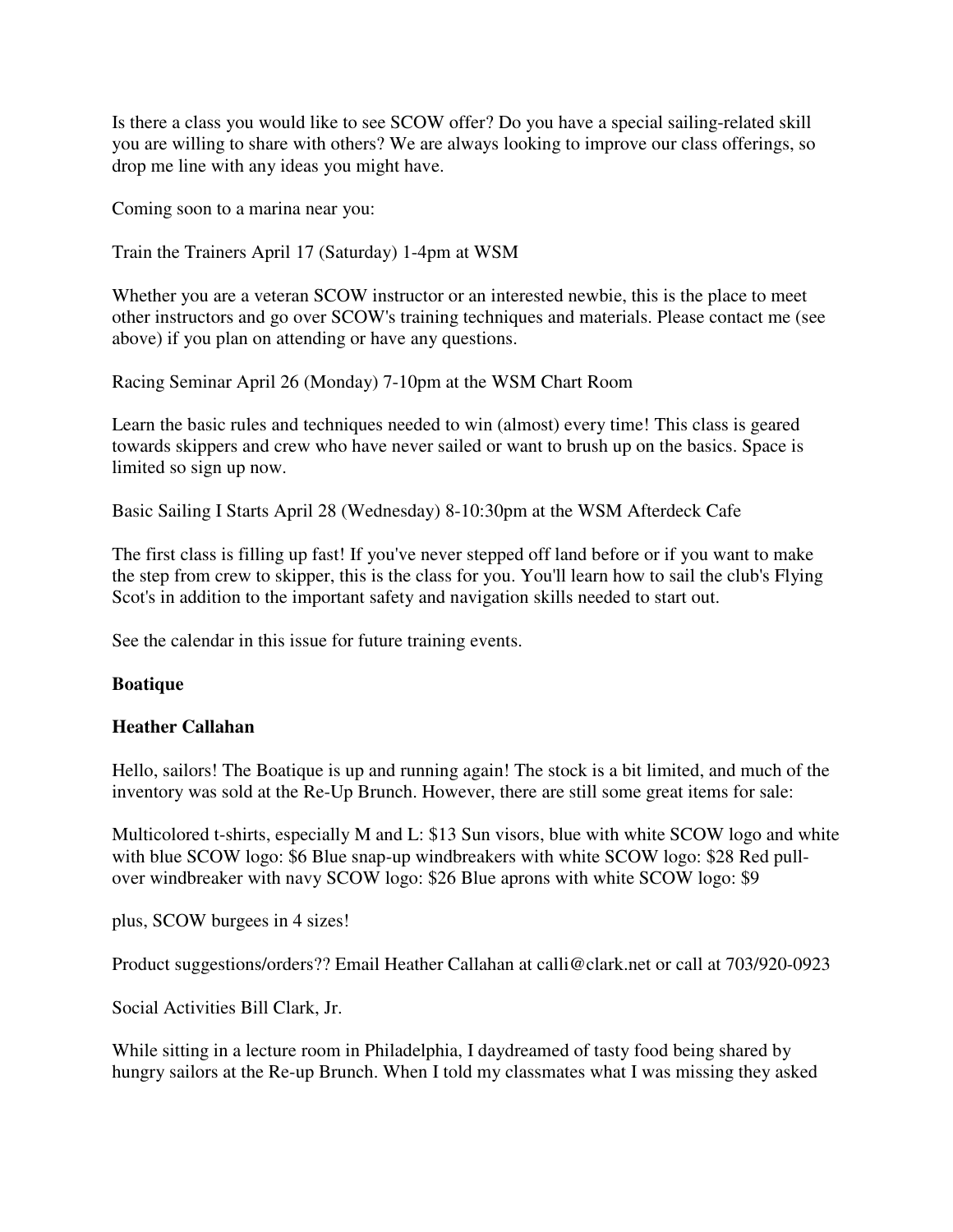Is there a class you would like to see SCOW offer? Do you have a special sailing-related skill you are willing to share with others? We are always looking to improve our class offerings, so drop me line with any ideas you might have.

Coming soon to a marina near you:

Train the Trainers April 17 (Saturday) 1-4pm at WSM

Whether you are a veteran SCOW instructor or an interested newbie, this is the place to meet other instructors and go over SCOW's training techniques and materials. Please contact me (see above) if you plan on attending or have any questions.

Racing Seminar April 26 (Monday) 7-10pm at the WSM Chart Room

Learn the basic rules and techniques needed to win (almost) every time! This class is geared towards skippers and crew who have never sailed or want to brush up on the basics. Space is limited so sign up now.

Basic Sailing I Starts April 28 (Wednesday) 8-10:30pm at the WSM Afterdeck Cafe

The first class is filling up fast! If you've never stepped off land before or if you want to make the step from crew to skipper, this is the class for you. You'll learn how to sail the club's Flying Scot's in addition to the important safety and navigation skills needed to start out.

See the calendar in this issue for future training events.

**Boatique**

**Heather Callahan**

Hello, sailors! The Boatique is up and running again! The stock is a bit limited, and much of the inventory was sold at the Re-Up Brunch. However, there are still some great items for sale:

Multicolored t-shirts, especially M and L: $13 Sun visors, blue with white SCOW logo and white with blue SCOW logo: $6 Blue snap-up windbreakers with white SCOW logo: $28 Red pull-over windbreaker with navy SCOW logo: $26 Blue aprons with white SCOW logo: $9

plus, SCOW burgees in 4 sizes!

Product suggestions/orders?? Email Heather Callahan at calli@clark.net or call at 703/920-0923

Social Activities Bill Clark, Jr.

While sitting in a lecture room in Philadelphia, I daydreamed of tasty food being shared by hungry sailors at the Re-up Brunch. When I told my classmates what I was missing they asked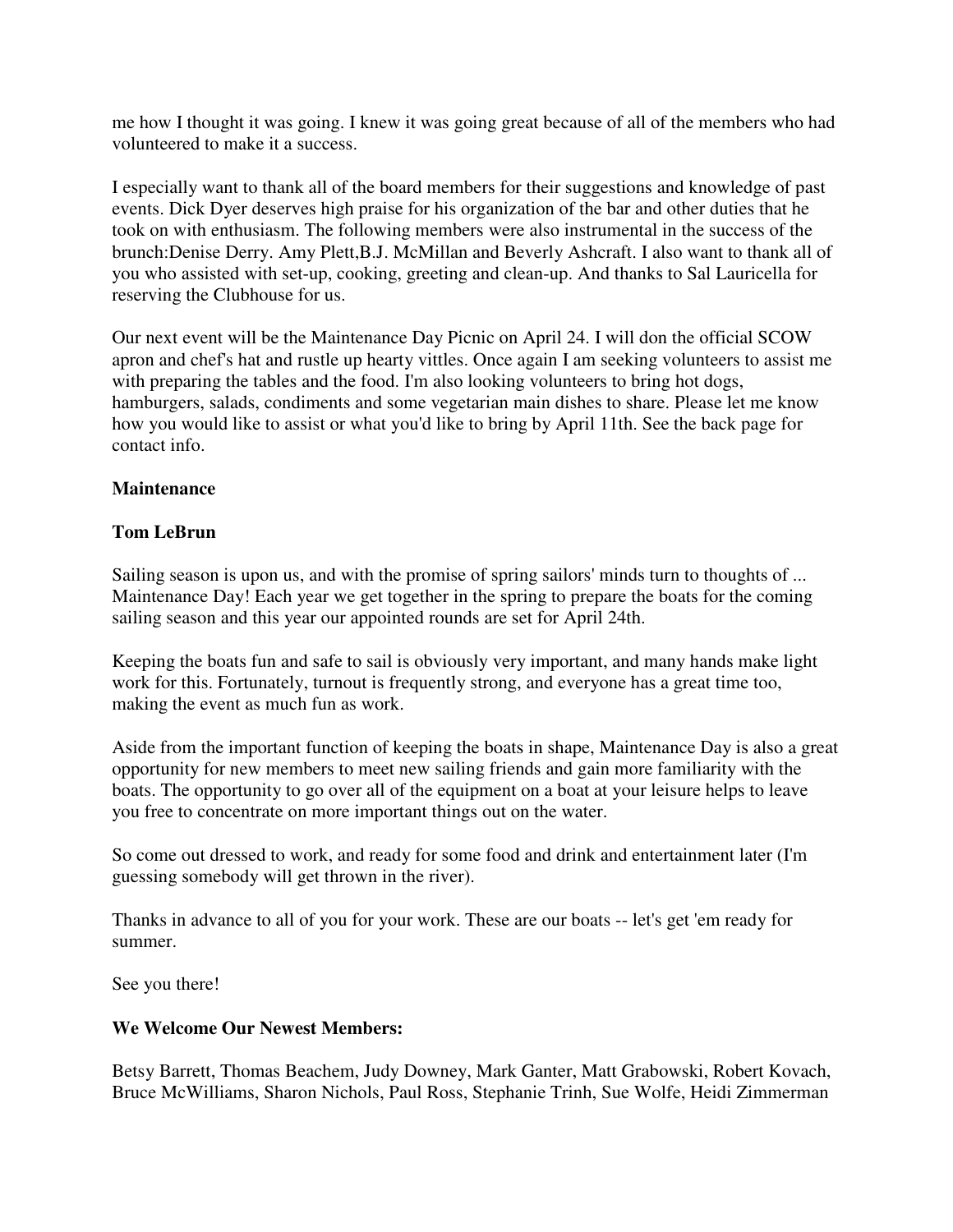me how I thought it was going. I knew it was going great because of all of the members who had volunteered to make it a success.

I especially want to thank all of the board members for their suggestions and knowledge of past events. Dick Dyer deserves high praise for his organization of the bar and other duties that he took on with enthusiasm. The following members were also instrumental in the success of the brunch:Denise Derry. Amy Plett,B.J. McMillan and Beverly Ashcraft. I also want to thank all of you who assisted with set-up, cooking, greeting and clean-up. And thanks to Sal Lauricella for reserving the Clubhouse for us.

Our next event will be the Maintenance Day Picnic on April 24. I will don the official SCOW apron and chef's hat and rustle up hearty vittles. Once again I am seeking volunteers to assist me with preparing the tables and the food. I'm also looking volunteers to bring hot dogs, hamburgers, salads, condiments and some vegetarian main dishes to share. Please let me know how you would like to assist or what you'd like to bring by April 11th. See the back page for contact info.

**Maintenance**

**Tom LeBrun**

Sailing season is upon us, and with the promise of spring sailors' minds turn to thoughts of ... Maintenance Day! Each year we get together in the spring to prepare the boats for the coming sailing season and this year our appointed rounds are set for April 24th.

Keeping the boats fun and safe to sail is obviously very important, and many hands make light work for this. Fortunately, turnout is frequently strong, and everyone has a great time too, making the event as much fun as work.

Aside from the important function of keeping the boats in shape, Maintenance Day is also a great opportunity for new members to meet new sailing friends and gain more familiarity with the boats. The opportunity to go over all of the equipment on a boat at your leisure helps to leave you free to concentrate on more important things out on the water.

So come out dressed to work, and ready for some food and drink and entertainment later (I'm guessing somebody will get thrown in the river).

Thanks in advance to all of you for your work. These are our boats -- let's get 'em ready for summer.

See you there!

**We Welcome Our Newest Members:**

Betsy Barrett, Thomas Beachem, Judy Downey, Mark Ganter, Matt Grabowski, Robert Kovach, Bruce McWilliams, Sharon Nichols, Paul Ross, Stephanie Trinh, Sue Wolfe, Heidi Zimmerman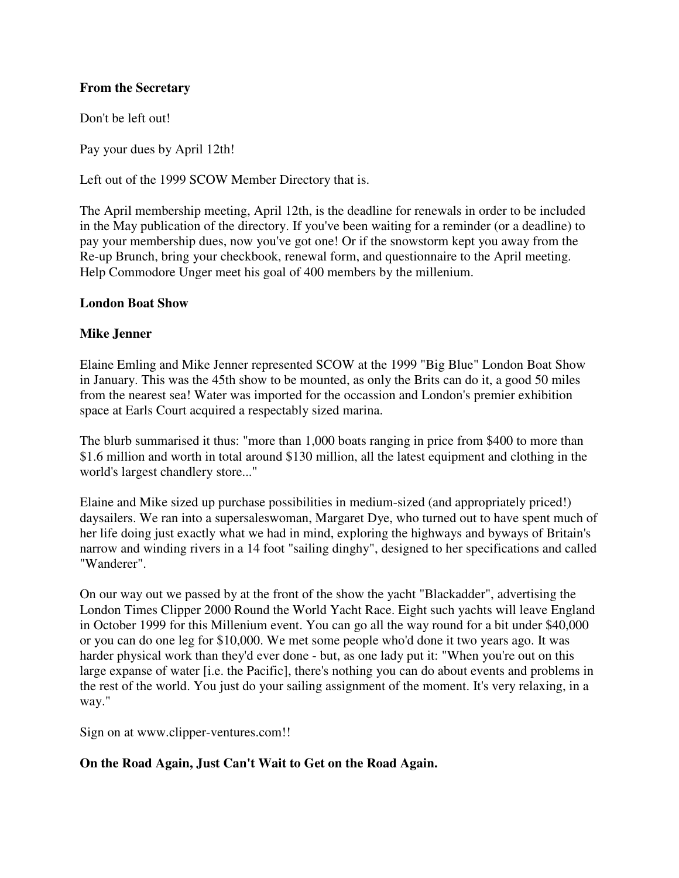**From the Secretary**

Don't be left out!

Pay your dues by April 12th!

Left out of the 1999 SCOW Member Directory that is.

The April membership meeting, April 12th, is the deadline for renewals in order to be included in the May publication of the directory. If you've been waiting for a reminder (or a deadline) to pay your membership dues, now you've got one! Or if the snowstorm kept you away from the Re-up Brunch, bring your checkbook, renewal form, and questionnaire to the April meeting. Help Commodore Unger meet his goal of 400 members by the millenium.

**London Boat Show**

**Mike Jenner**

Elaine Emling and Mike Jenner represented SCOW at the 1999 "Big Blue" London Boat Show in January. This was the 45th show to be mounted, as only the Brits can do it, a good 50 miles from the nearest sea! Water was imported for the occassion and London's premier exhibition space at Earls Court acquired a respectably sized marina.

The blurb summarised it thus: "more than 1,000 boats ranging in price from $400 to more than $1.6 million and worth in total around $130 million, all the latest equipment and clothing in the world's largest chandlery store..."

Elaine and Mike sized up purchase possibilities in medium-sized (and appropriately priced!) daysailers. We ran into a supersaleswoman, Margaret Dye, who turned out to have spent much of her life doing just exactly what we had in mind, exploring the highways and byways of Britain's narrow and winding rivers in a 14 foot "sailing dinghy", designed to her specifications and called "Wanderer".

On our way out we passed by at the front of the show the yacht "Blackadder", advertising the London Times Clipper 2000 Round the World Yacht Race. Eight such yachts will leave England in October 1999 for this Millenium event. You can go all the way round for a bit under $40,000 or you can do one leg for $10,000. We met some people who'd done it two years ago. It was harder physical work than they'd ever done - but, as one lady put it: "When you're out on this large expanse of water [i.e. the Pacific], there's nothing you can do about events and problems in the rest of the world. You just do your sailing assignment of the moment. It's very relaxing, in a way."

Sign on at www.clipper-ventures.com!!

**On the Road Again, Just Can't Wait to Get on the Road Again.**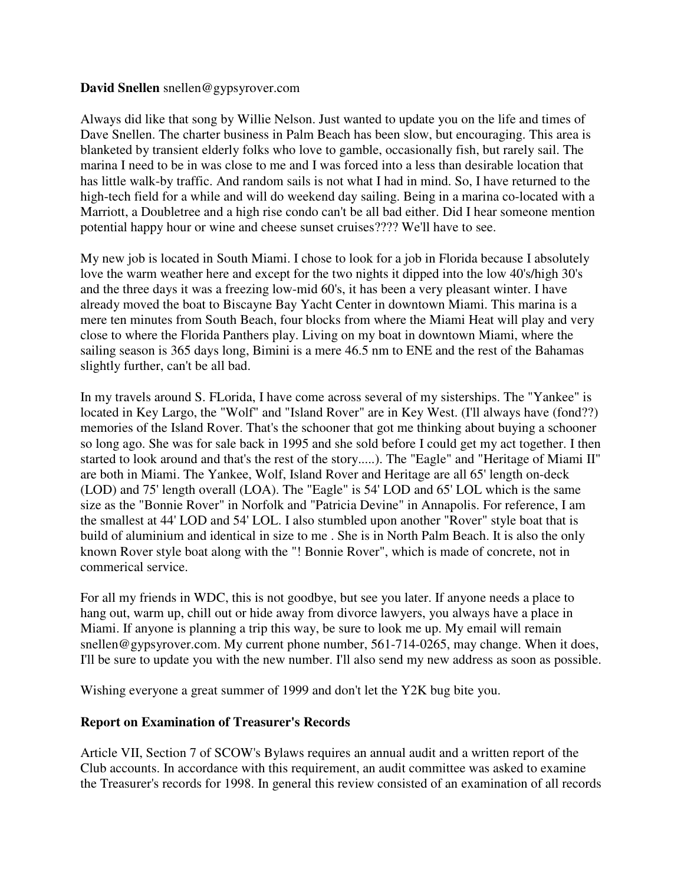**David Snellen** snellen@gypsyrover.com

Always did like that song by Willie Nelson. Just wanted to update you on the life and times of Dave Snellen. The charter business in Palm Beach has been slow, but encouraging. This area is blanketed by transient elderly folks who love to gamble, occasionally fish, but rarely sail. The marina I need to be in was close to me and I was forced into a less than desirable location that has little walk-by traffic. And random sails is not what I had in mind. So, I have returned to the high-tech field for a while and will do weekend day sailing. Being in a marina co-located with a Marriott, a Doubletree and a high rise condo can't be all bad either. Did I hear someone mention potential happy hour or wine and cheese sunset cruises???? We'll have to see.

My new job is located in South Miami. I chose to look for a job in Florida because I absolutely love the warm weather here and except for the two nights it dipped into the low 40's/high 30's and the three days it was a freezing low-mid 60's, it has been a very pleasant winter. I have already moved the boat to Biscayne Bay Yacht Center in downtown Miami. This marina is a mere ten minutes from South Beach, four blocks from where the Miami Heat will play and very close to where the Florida Panthers play. Living on my boat in downtown Miami, where the sailing season is 365 days long, Bimini is a mere 46.5 nm to ENE and the rest of the Bahamas slightly further, can't be all bad.

In my travels around S. FLorida, I have come across several of my sisterships. The "Yankee" is located in Key Largo, the "Wolf" and "Island Rover" are in Key West. (I'll always have (fond??) memories of the Island Rover. That's the schooner that got me thinking about buying a schooner so long ago. She was for sale back in 1995 and she sold before I could get my act together. I then started to look around and that's the rest of the story.....). The "Eagle" and "Heritage of Miami II" are both in Miami. The Yankee, Wolf, Island Rover and Heritage are all 65' length on-deck (LOD) and 75' length overall (LOA). The "Eagle" is 54' LOD and 65' LOL which is the same size as the "Bonnie Rover" in Norfolk and "Patricia Devine" in Annapolis. For reference, I am the smallest at 44' LOD and 54' LOL. I also stumbled upon another "Rover" style boat that is build of aluminium and identical in size to me . She is in North Palm Beach. It is also the only known Rover style boat along with the "! Bonnie Rover", which is made of concrete, not in commerical service.

For all my friends in WDC, this is not goodbye, but see you later. If anyone needs a place to hang out, warm up, chill out or hide away from divorce lawyers, you always have a place in Miami. If anyone is planning a trip this way, be sure to look me up. My email will remain snellen@gypsyrover.com. My current phone number, 561-714-0265, may change. When it does, I'll be sure to update you with the new number. I'll also send my new address as soon as possible.

Wishing everyone a great summer of 1999 and don't let the Y2K bug bite you.

**Report on Examination of Treasurer's Records**

Article VII, Section 7 of SCOW's Bylaws requires an annual audit and a written report of the Club accounts. In accordance with this requirement, an audit committee was asked to examine the Treasurer's records for 1998. In general this review consisted of an examination of all records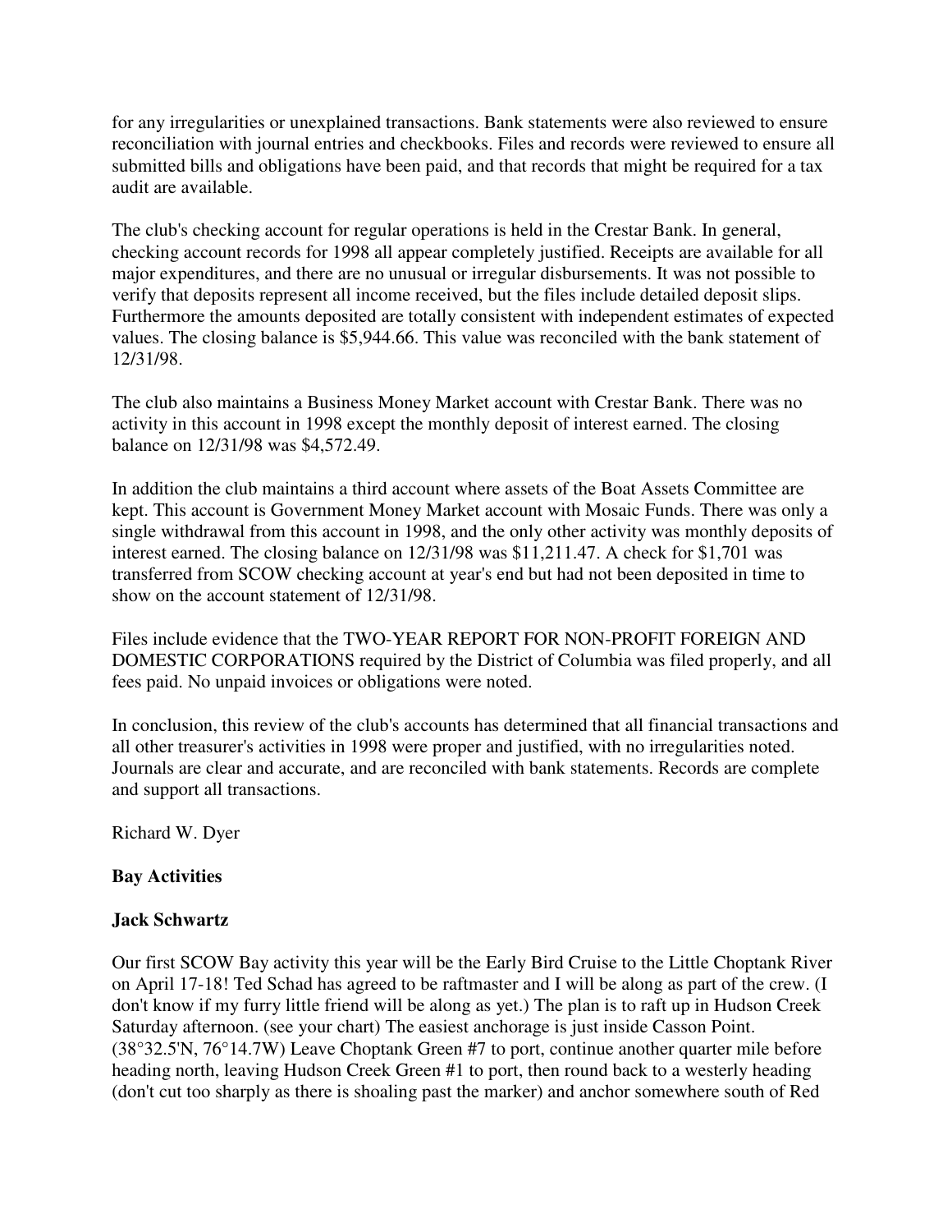for any irregularities or unexplained transactions. Bank statements were also reviewed to ensure reconciliation with journal entries and checkbooks. Files and records were reviewed to ensure all submitted bills and obligations have been paid, and that records that might be required for a tax audit are available.

The club's checking account for regular operations is held in the Crestar Bank. In general, checking account records for 1998 all appear completely justified. Receipts are available for all major expenditures, and there are no unusual or irregular disbursements. It was not possible to verify that deposits represent all income received, but the files include detailed deposit slips. Furthermore the amounts deposited are totally consistent with independent estimates of expected values. The closing balance is $5,944.66. This value was reconciled with the bank statement of 12/31/98.

The club also maintains a Business Money Market account with Crestar Bank. There was no activity in this account in 1998 except the monthly deposit of interest earned. The closing balance on 12/31/98 was $4,572.49.

In addition the club maintains a third account where assets of the Boat Assets Committee are kept. This account is Government Money Market account with Mosaic Funds. There was only a single withdrawal from this account in 1998, and the only other activity was monthly deposits of interest earned. The closing balance on 12/31/98 was $11,211.47. A check for $1,701 was transferred from SCOW checking account at year's end but had not been deposited in time to show on the account statement of 12/31/98.

Files include evidence that the TWO-YEAR REPORT FOR NON-PROFIT FOREIGN AND DOMESTIC CORPORATIONS required by the District of Columbia was filed properly, and all fees paid. No unpaid invoices or obligations were noted.

In conclusion, this review of the club's accounts has determined that all financial transactions and all other treasurer's activities in 1998 were proper and justified, with no irregularities noted. Journals are clear and accurate, and are reconciled with bank statements. Records are complete and support all transactions.

Richard W. Dyer

**Bay Activities**

**Jack Schwartz**

Our first SCOW Bay activity this year will be the Early Bird Cruise to the Little Choptank River on April 17-18! Ted Schad has agreed to be raftmaster and I will be along as part of the crew. (I don't know if my furry little friend will be along as yet.) The plan is to raft up in Hudson Creek Saturday afternoon. (see your chart) The easiest anchorage is just inside Casson Point. (38°32.5'N, 76°14.7W) Leave Choptank Green #7 to port, continue another quarter mile before heading north, leaving Hudson Creek Green #1 to port, then round back to a westerly heading (don't cut too sharply as there is shoaling past the marker) and anchor somewhere south of Red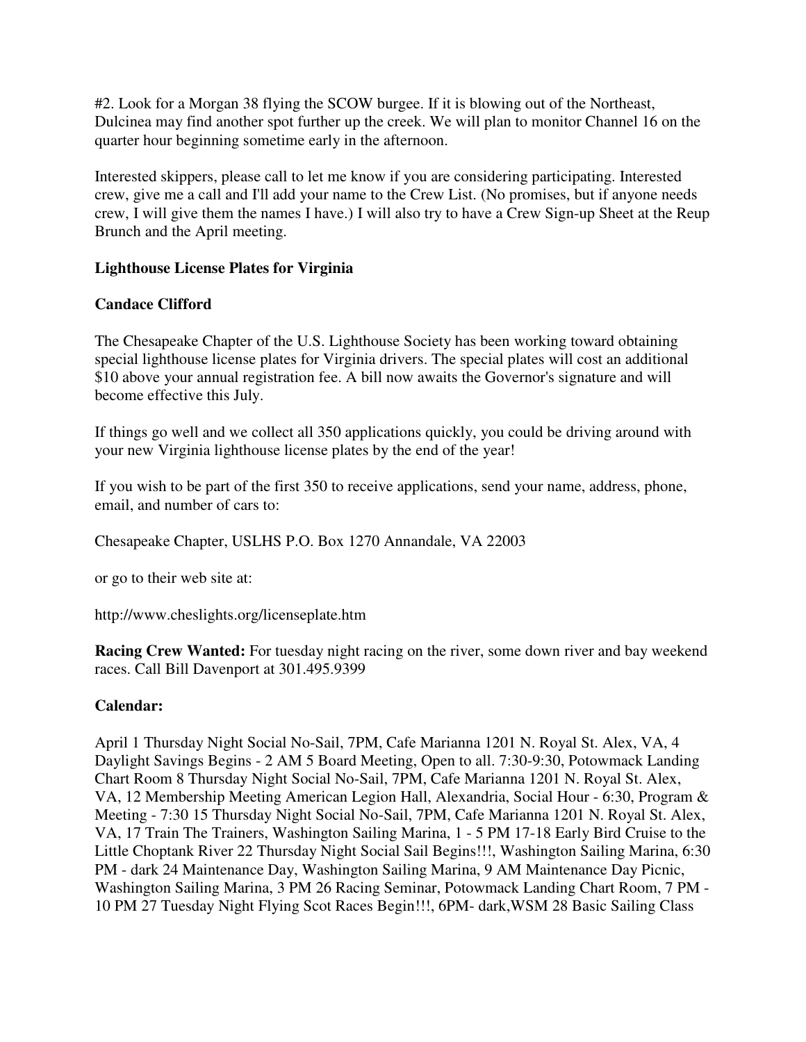#2. Look for a Morgan 38 flying the SCOW burgee. If it is blowing out of the Northeast, Dulcinea may find another spot further up the creek. We will plan to monitor Channel 16 on the quarter hour beginning sometime early in the afternoon.

Interested skippers, please call to let me know if you are considering participating. Interested crew, give me a call and I'll add your name to the Crew List. (No promises, but if anyone needs crew, I will give them the names I have.) I will also try to have a Crew Sign-up Sheet at the Reup Brunch and the April meeting.

**Lighthouse License Plates for Virginia**

**Candace Clifford**

The Chesapeake Chapter of the U.S. Lighthouse Society has been working toward obtaining special lighthouse license plates for Virginia drivers. The special plates will cost an additional $10 above your annual registration fee. A bill now awaits the Governor's signature and will become effective this July.

If things go well and we collect all 350 applications quickly, you could be driving around with your new Virginia lighthouse license plates by the end of the year!

If you wish to be part of the first 350 to receive applications, send your name, address, phone, email, and number of cars to:

Chesapeake Chapter, USLHS P.O. Box 1270 Annandale, VA 22003

or go to their web site at:

http://www.cheslights.org/licenseplate.htm

**Racing Crew Wanted:** For tuesday night racing on the river, some down river and bay weekend races. Call Bill Davenport at 301.495.9399

**Calendar:**

April 1 Thursday Night Social No-Sail, 7PM, Cafe Marianna 1201 N. Royal St. Alex, VA, 4 Daylight Savings Begins - 2 AM 5 Board Meeting, Open to all. 7:30-9:30, Potowmack Landing Chart Room 8 Thursday Night Social No-Sail, 7PM, Cafe Marianna 1201 N. Royal St. Alex, VA, 12 Membership Meeting American Legion Hall, Alexandria, Social Hour - 6:30, Program & Meeting - 7:30 15 Thursday Night Social No-Sail, 7PM, Cafe Marianna 1201 N. Royal St. Alex, VA, 17 Train The Trainers, Washington Sailing Marina, 1 - 5 PM 17-18 Early Bird Cruise to the Little Choptank River 22 Thursday Night Social Sail Begins!!!, Washington Sailing Marina, 6:30 PM - dark 24 Maintenance Day, Washington Sailing Marina, 9 AM Maintenance Day Picnic, Washington Sailing Marina, 3 PM 26 Racing Seminar, Potowmack Landing Chart Room, 7 PM - 10 PM 27 Tuesday Night Flying Scot Races Begin!!!, 6PM- dark,WSM 28 Basic Sailing Class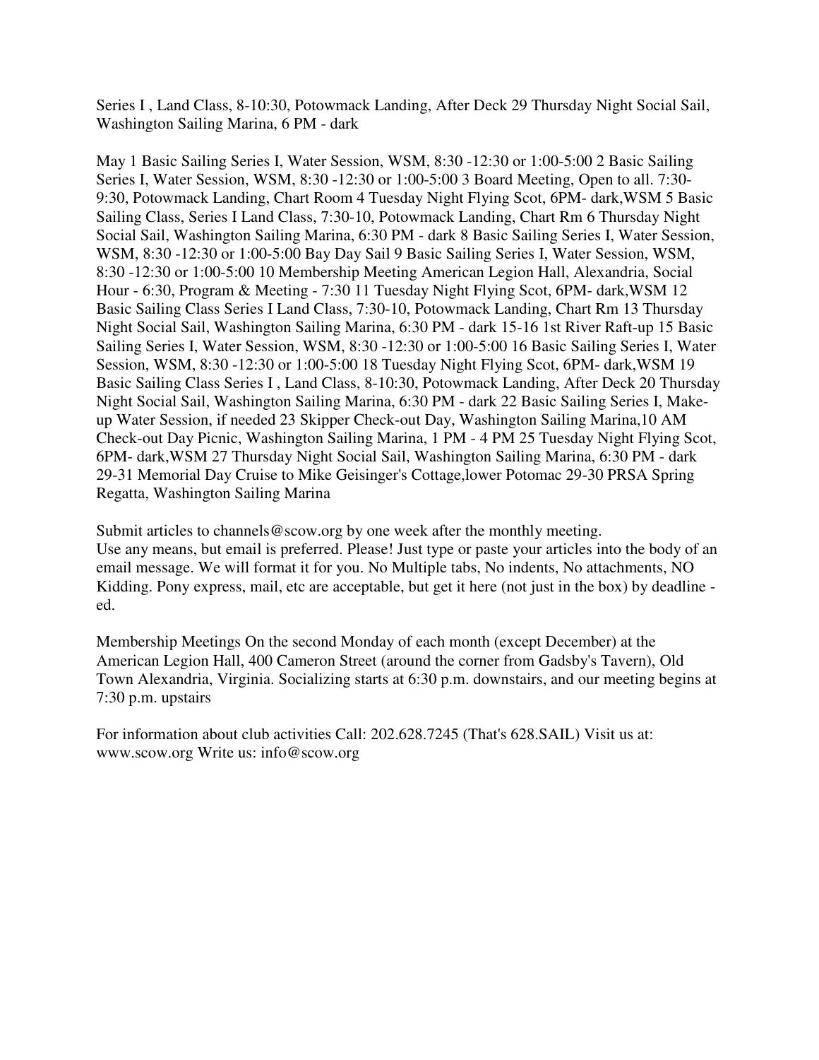Series I , Land Class, 8-10:30, Potowmack Landing, After Deck 29 Thursday Night Social Sail, Washington Sailing Marina, 6 PM - dark

May 1 Basic Sailing Series I, Water Session, WSM, 8:30 -12:30 or 1:00-5:00 2 Basic Sailing Series I, Water Session, WSM, 8:30 -12:30 or 1:00-5:00 3 Board Meeting, Open to all. 7:30-9:30, Potowmack Landing, Chart Room 4 Tuesday Night Flying Scot, 6PM- dark,WSM 5 Basic Sailing Class, Series I Land Class, 7:30-10, Potowmack Landing, Chart Rm 6 Thursday Night Social Sail, Washington Sailing Marina, 6:30 PM - dark 8 Basic Sailing Series I, Water Session, WSM, 8:30 -12:30 or 1:00-5:00 Bay Day Sail 9 Basic Sailing Series I, Water Session, WSM, 8:30 -12:30 or 1:00-5:00 10 Membership Meeting American Legion Hall, Alexandria, Social Hour - 6:30, Program & Meeting - 7:30 11 Tuesday Night Flying Scot, 6PM- dark,WSM 12 Basic Sailing Class Series I Land Class, 7:30-10, Potowmack Landing, Chart Rm 13 Thursday Night Social Sail, Washington Sailing Marina, 6:30 PM - dark 15-16 1st River Raft-up 15 Basic Sailing Series I, Water Session, WSM, 8:30 -12:30 or 1:00-5:00 16 Basic Sailing Series I, Water Session, WSM, 8:30 -12:30 or 1:00-5:00 18 Tuesday Night Flying Scot, 6PM- dark,WSM 19 Basic Sailing Class Series I , Land Class, 8-10:30, Potowmack Landing, After Deck 20 Thursday Night Social Sail, Washington Sailing Marina, 6:30 PM - dark 22 Basic Sailing Series I, Make-up Water Session, if needed 23 Skipper Check-out Day, Washington Sailing Marina,10 AM Check-out Day Picnic, Washington Sailing Marina, 1 PM - 4 PM 25 Tuesday Night Flying Scot, 6PM- dark,WSM 27 Thursday Night Social Sail, Washington Sailing Marina, 6:30 PM - dark 29-31 Memorial Day Cruise to Mike Geisinger's Cottage,lower Potomac 29-30 PRSA Spring Regatta, Washington Sailing Marina

Submit articles to channels@scow.org by one week after the monthly meeting.
Use any means, but email is preferred. Please! Just type or paste your articles into the body of an email message. We will format it for you. No Multiple tabs, No indents, No attachments, NO Kidding. Pony express, mail, etc are acceptable, but get it here (not just in the box) by deadline - ed.

Membership Meetings On the second Monday of each month (except December) at the American Legion Hall, 400 Cameron Street (around the corner from Gadsby's Tavern), Old Town Alexandria, Virginia. Socializing starts at 6:30 p.m. downstairs, and our meeting begins at 7:30 p.m. upstairs

For information about club activities Call: 202.628.7245 (That's 628.SAIL) Visit us at: www.scow.org Write us: info@scow.org